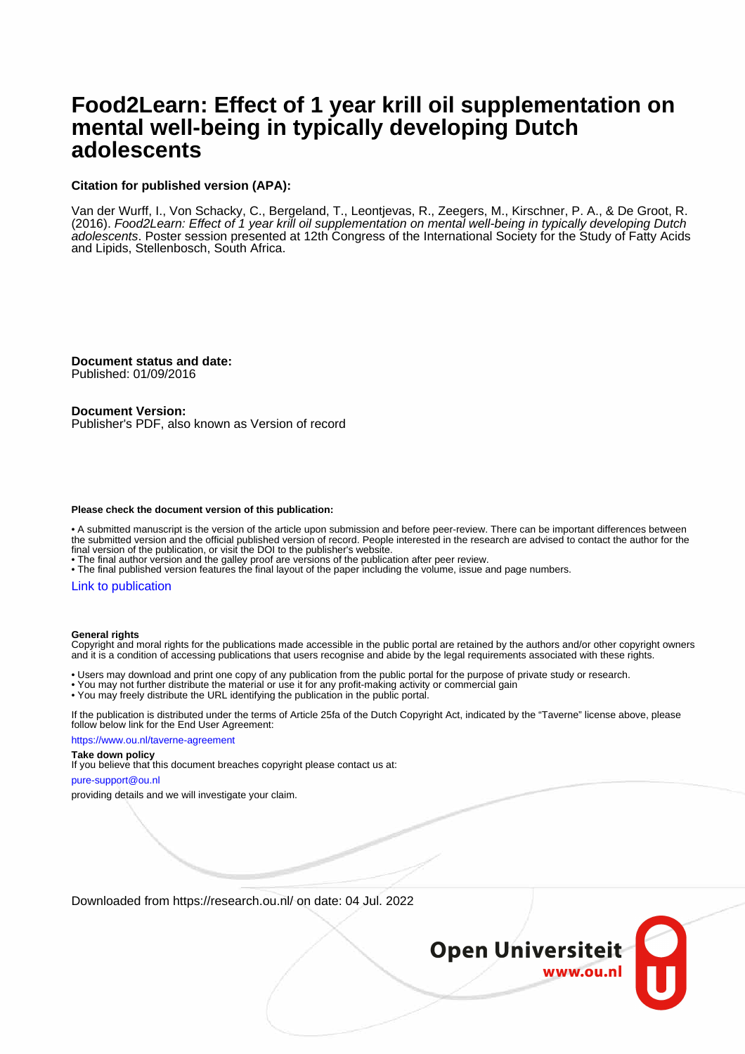# Food2Learn: Effect of 1 year krill oil supplementation on mental well-being in typically developing Dutch adolescents

**Citation for published version (APA):**

Van der Wurff, I., Von Schacky, C., Bergeland, T., Leontjevas, R., Zeegers, M., Kirschner, P. A., & De Groot, R. (2016). *Food2Learn: Effect of 1 year krill oil supplementation on mental well-being in typically developing Dutch adolescents*. Poster session presented at 12th Congress of the International Society for the Study of Fatty Acids and Lipids, Stellenbosch, South Africa.

**Document status and date:**
Published: 01/09/2016

**Document Version:**
Publisher's PDF, also known as Version of record

**Please check the document version of this publication:**

- A submitted manuscript is the version of the article upon submission and before peer-review. There can be important differences between the submitted version and the official published version of record. People interested in the research are advised to contact the author for the final version of the publication, or visit the DOI to the publisher's website.
- The final author version and the galley proof are versions of the publication after peer review.
- The final published version features the final layout of the paper including the volume, issue and page numbers.

Link to publication

**General rights**
Copyright and moral rights for the publications made accessible in the public portal are retained by the authors and/or other copyright owners and it is a condition of accessing publications that users recognise and abide by the legal requirements associated with these rights.

- Users may download and print one copy of any publication from the public portal for the purpose of private study or research.
- You may not further distribute the material or use it for any profit-making activity or commercial gain
- You may freely distribute the URL identifying the publication in the public portal.

If the publication is distributed under the terms of Article 25fa of the Dutch Copyright Act, indicated by the "Taverne" license above, please follow below link for the End User Agreement:

https://www.ou.nl/taverne-agreement

**Take down policy**
If you believe that this document breaches copyright please contact us at:

pure-support@ou.nl

providing details and we will investigate your claim.

Downloaded from https://research.ou.nl/ on date: 04 Jul. 2022

Open Universiteit
www.ou.nl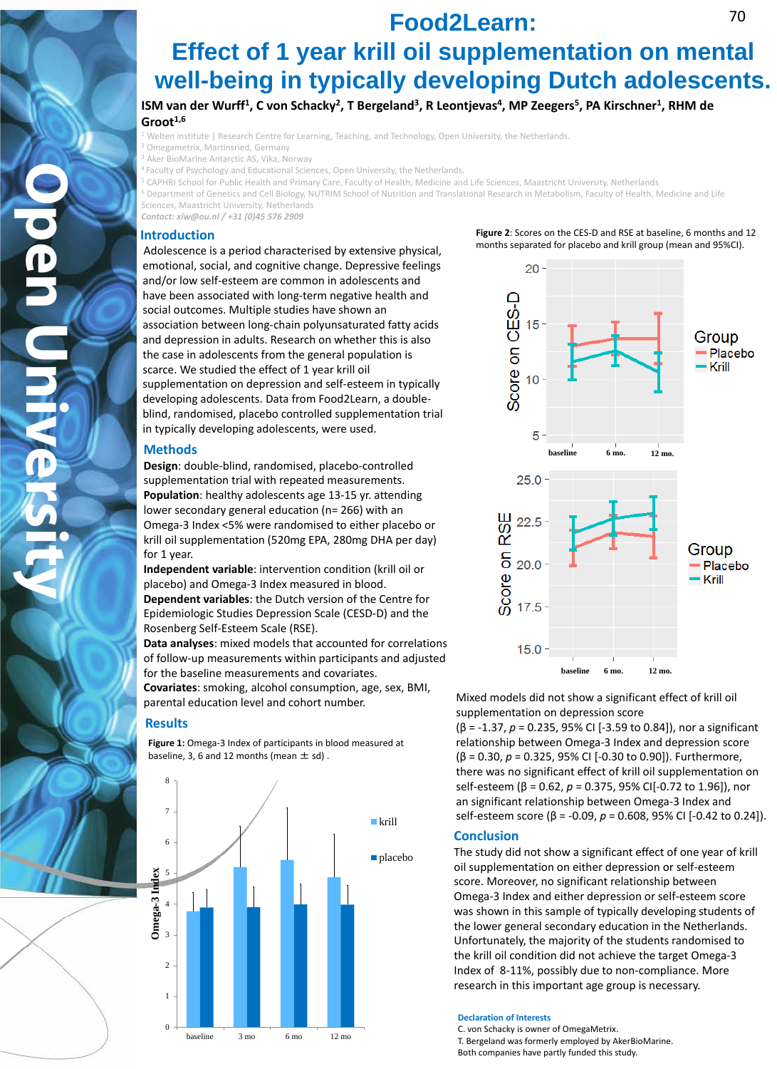# Food2Learn: Effect of 1 year krill oil supplementation on mental well-being in typically developing Dutch adolescents.

**ISM van der Wurff[1], C von Schacky[2], T Bergeland[3], R Leontjevas[4], MP Zeegers[5], PA Kirschner[1], RHM de Groot[1,6]**

[1] Welten institute | Research Centre for Learning, Teaching, and Technology, Open University, the Netherlands.
[2] Omegametrix, Martinsried, Germany
[3] Aker BioMarine Antarctic AS, Vika, Norway
[4] Faculty of Psychology and Educational Sciences, Open University, the Netherlands.
[5] CAPHRI School for Public Health and Primary Care, Faculty of Health, Medicine and Life Sciences, Maastricht University, Netherlands
[6] Department of Genetics and Cell Biology, NUTRIM School of Nutrition and Translational Research in Metabolism, Faculty of Health, Medicine and Life Sciences, Maastricht University, Netherlands

*Contact: xiw@ou.nl / +31 (0)45 576 2909*

Open University

## Introduction

Adolescence is a period characterised by extensive physical, emotional, social, and cognitive change. Depressive feelings and/or low self-esteem are common in adolescents and have been associated with long-term negative health and social outcomes. Multiple studies have shown an association between long-chain polyunsaturated fatty acids and depression in adults. Research on whether this is also the case in adolescents from the general population is scarce. We studied the effect of 1 year krill oil supplementation on depression and self-esteem in typically developing adolescents. Data from Food2Learn, a double-blind, randomised, placebo controlled supplementation trial in typically developing adolescents, were used.

## Methods

**Design**: double-blind, randomised, placebo-controlled supplementation trial with repeated measurements.
**Population**: healthy adolescents age 13-15 yr. attending lower secondary general education (n= 266) with an Omega-3 Index <5% were randomised to either placebo or krill oil supplementation (520mg EPA, 280mg DHA per day) for 1 year.
**Independent variable**: intervention condition (krill oil or placebo) and Omega-3 Index measured in blood.
**Dependent variables**: the Dutch version of the Centre for Epidemiologic Studies Depression Scale (CESD-D) and the Rosenberg Self-Esteem Scale (RSE).
**Data analyses**: mixed models that accounted for correlations of follow-up measurements within participants and adjusted for the baseline measurements and covariates.
**Covariates**: smoking, alcohol consumption, age, sex, BMI, parental education level and cohort number.

## Results

**Figure 1:** Omega-3 Index of participants in blood measured at baseline, 3, 6 and 12 months (mean ± sd) .

Omega-3 Index
0 1 2 3 4 5 6 7 8
baseline 3 mo 6 mo 12 mo
krill
placebo

**Figure 2**: Scores on the CES-D and RSE at baseline, 6 months and 12 months separated for placebo and krill group (mean and 95%CI).

Score on CES-D
5 10 15 20
baseline 6 mo. 12 mo.
Group
Placebo
Krill

Score on RSE
15.0 17.5 20.0 22.5 25.0
baseline 6 mo. 12 mo.
Group
Placebo
Krill

Mixed models did not show a significant effect of krill oil supplementation on depression score ($\beta$ = -1.37, $p$ = 0.235, 95% CI [-3.59 to 0.84]), nor a significant relationship between Omega-3 Index and depression score ($\beta$ = 0.30, $p$ = 0.325, 95% CI [-0.30 to 0.90]). Furthermore, there was no significant effect of krill oil supplementation on self-esteem ($\beta$ = 0.62, $p$ = 0.375, 95% CI[-0.72 to 1.96]), nor an significant relationship between Omega-3 Index and self-esteem score ($\beta$ = -0.09, $p$ = 0.608, 95% CI [-0.42 to 0.24]).

## Conclusion

The study did not show a significant effect of one year of krill oil supplementation on either depression or self-esteem score. Moreover, no significant relationship between Omega-3 Index and either depression or self-esteem score was shown in this sample of typically developing students of the lower general secondary education in the Netherlands. Unfortunately, the majority of the students randomised to the krill oil condition did not achieve the target Omega-3 Index of 8-11%, possibly due to non-compliance. More research in this important age group is necessary.

### Declaration of Interests

C. von Schacky is owner of OmegaMetrix.
T. Bergeland was formerly employed by AkerBioMarine.
Both companies have partly funded this study.